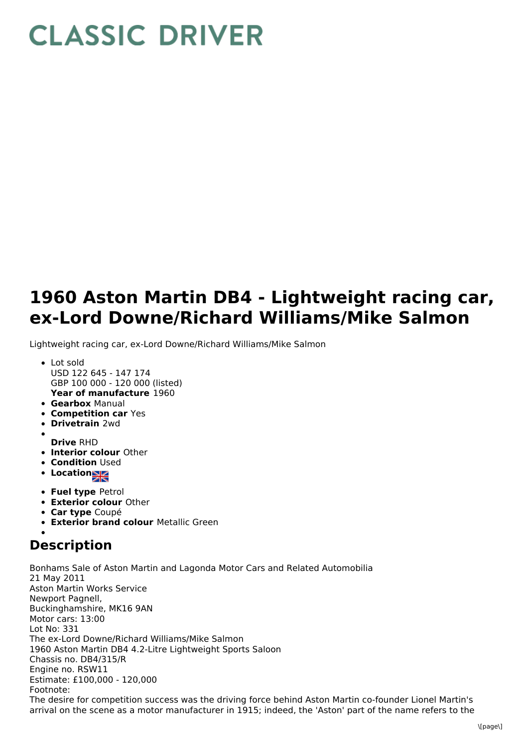# CLASSIC DRIVER

# 1960 Aston Martin DB4 - Lightweight racing car, ex-Lord Downe/Richard Williams/Mike Salmon

Lightweight racing car, ex-Lord Downe/Richard Williams/Mike Salmon

- Lot sold
  USD 122 645 - 147 174
  GBP 100 000 - 120 000 (listed)
  **Year of manufacture** 1960
- **Gearbox** Manual
- **Competition car** Yes
- **Drivetrain** 2wd
- **Drive** RHD
- **Interior colour** Other
- **Condition** Used
- **Location**
- **Fuel type** Petrol
- **Exterior colour** Other
- **Car type** Coupé
- **Exterior brand colour** Metallic Green

## Description

Bonhams Sale of Aston Martin and Lagonda Motor Cars and Related Automobilia
21 May 2011
Aston Martin Works Service
Newport Pagnell,
Buckinghamshire, MK16 9AN
Motor cars: 13:00
Lot No: 331
The ex-Lord Downe/Richard Williams/Mike Salmon
1960 Aston Martin DB4 4.2-Litre Lightweight Sports Saloon
Chassis no. DB4/315/R
Engine no. RSW11
Estimate: £100,000 - 120,000
Footnote:
The desire for competition success was the driving force behind Aston Martin co-founder Lionel Martin's arrival on the scene as a motor manufacturer in 1915; indeed, the 'Aston' part of the name refers to the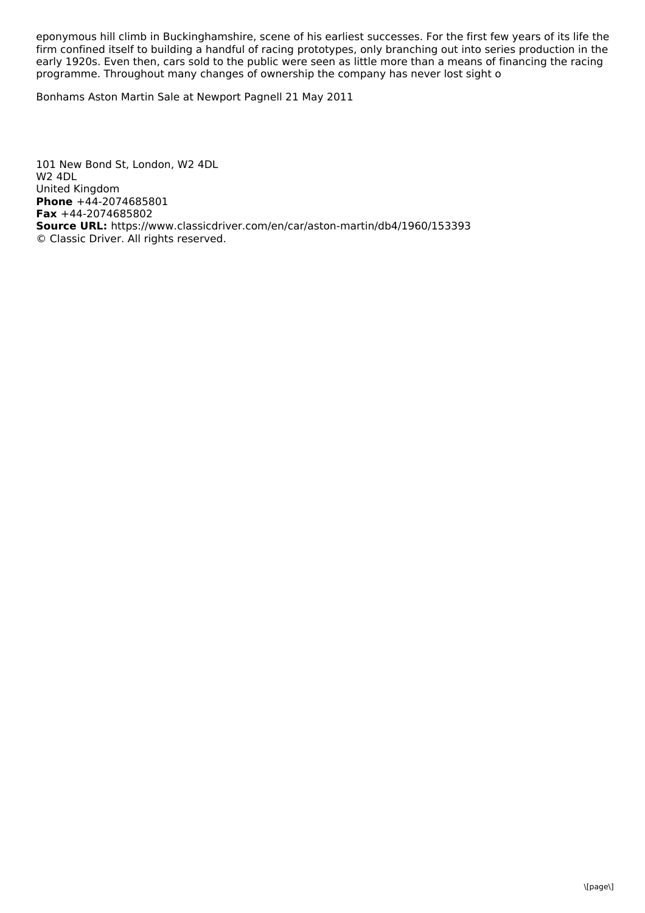eponymous hill climb in Buckinghamshire, scene of his earliest successes. For the first few years of its life the firm confined itself to building a handful of racing prototypes, only branching out into series production in the early 1920s. Even then, cars sold to the public were seen as little more than a means of financing the racing programme. Throughout many changes of ownership the company has never lost sight o

Bonhams Aston Martin Sale at Newport Pagnell 21 May 2011

101 New Bond St, London, W2 4DL
W2 4DL
United Kingdom
**Phone** +44-2074685801
**Fax** +44-2074685802
**Source URL:** https://www.classicdriver.com/en/car/aston-martin/db4/1960/153393
© Classic Driver. All rights reserved.